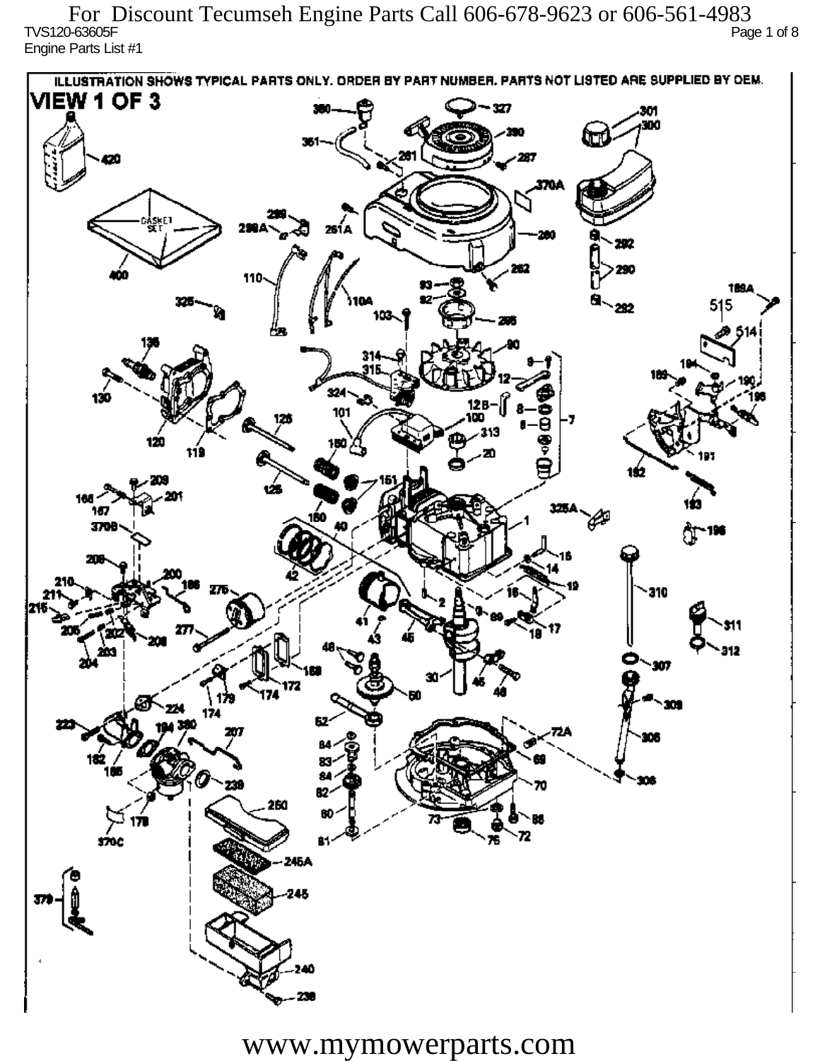For Discount Tecumseh Engine Parts Call 606-678-9623 or 606-561-4983

TVS120-63605F

Engine Parts List #1

ILLUSTRATION SHOWS TYPICAL PARTS ONLY. ORDER BY PART NUMBER. PARTS NOT LISTED ARE SUPPLIED BY OEM.

# VIEW 1 OF 3

www.mymowerparts.com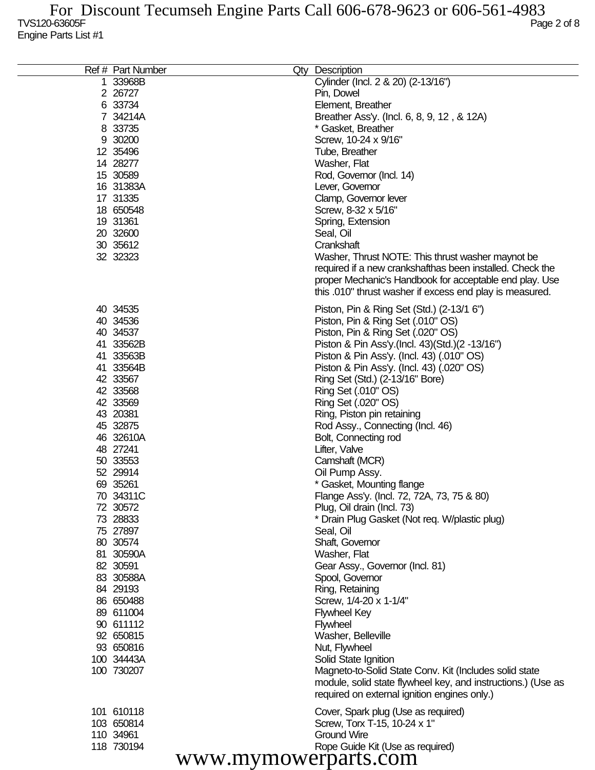TVS120-63605F

Engine Parts List #1

| Ref # | Part Number | Qty | Description |
|---|---|---|---|
| 1 | 33968B | | Cylinder (Incl. 2 & 20) (2-13/16") |
| 2 | 26727 | | Pin, Dowel |
| 6 | 33734 | | Element, Breather |
| 7 | 34214A | | Breather Ass'y. (Incl. 6, 8, 9, 12 , & 12A) |
| 8 | 33735 | | * Gasket, Breather |
| 9 | 30200 | | Screw, 10-24 x 9/16" |
| 12 | 35496 | | Tube, Breather |
| 14 | 28277 | | Washer, Flat |
| 15 | 30589 | | Rod, Governor (Incl. 14) |
| 16 | 31383A | | Lever, Governor |
| 17 | 31335 | | Clamp, Governor lever |
| 18 | 650548 | | Screw, 8-32 x 5/16" |
| 19 | 31361 | | Spring, Extension |
| 20 | 32600 | | Seal, Oil |
| 30 | 35612 | | Crankshaft |
| 32 | 32323 | | Washer, Thrust NOTE: This thrust washer maynot be required if a new crankshafthas been installed. Check the proper Mechanic's Handbook for acceptable end play. Use this .010" thrust washer if excess end play is measured. |
| 40 | 34535 | | Piston, Pin & Ring Set (Std.) (2-13/1 6") |
| 40 | 34536 | | Piston, Pin & Ring Set (.010" OS) |
| 40 | 34537 | | Piston, Pin & Ring Set (.020" OS) |
| 41 | 33562B | | Piston & Pin Ass'y.(Incl. 43)(Std.)(2 -13/16") |
| 41 | 33563B | | Piston & Pin Ass'y. (Incl. 43) (.010" OS) |
| 41 | 33564B | | Piston & Pin Ass'y. (Incl. 43) (.020" OS) |
| 42 | 33567 | | Ring Set (Std.) (2-13/16" Bore) |
| 42 | 33568 | | Ring Set (.010" OS) |
| 42 | 33569 | | Ring Set (.020" OS) |
| 43 | 20381 | | Ring, Piston pin retaining |
| 45 | 32875 | | Rod Assy., Connecting (Incl. 46) |
| 46 | 32610A | | Bolt, Connecting rod |
| 48 | 27241 | | Lifter, Valve |
| 50 | 33553 | | Camshaft (MCR) |
| 52 | 29914 | | Oil Pump Assy. |
| 69 | 35261 | | * Gasket, Mounting flange |
| 70 | 34311C | | Flange Ass'y. (Incl. 72, 72A, 73, 75 & 80) |
| 72 | 30572 | | Plug, Oil drain (Incl. 73) |
| 73 | 28833 | | * Drain Plug Gasket (Not req. W/plastic plug) |
| 75 | 27897 | | Seal, Oil |
| 80 | 30574 | | Shaft, Governor |
| 81 | 30590A | | Washer, Flat |
| 82 | 30591 | | Gear Assy., Governor (Incl. 81) |
| 83 | 30588A | | Spool, Governor |
| 84 | 29193 | | Ring, Retaining |
| 86 | 650488 | | Screw, 1/4-20 x 1-1/4" |
| 89 | 611004 | | Flywheel Key |
| 90 | 611112 | | Flywheel |
| 92 | 650815 | | Washer, Belleville |
| 93 | 650816 | | Nut, Flywheel |
| 100 | 34443A | | Solid State Ignition |
| 100 | 730207 | | Magneto-to-Solid State Conv. Kit (Includes solid state module, solid state flywheel key, and instructions.) (Use as required on external ignition engines only.) |
| 101 | 610118 | | Cover, Spark plug (Use as required) |
| 103 | 650814 | | Screw, Torx T-15, 10-24 x 1" |
| 110 | 34961 | | Ground Wire |
| 118 | 730194 | | Rope Guide Kit (Use as required) |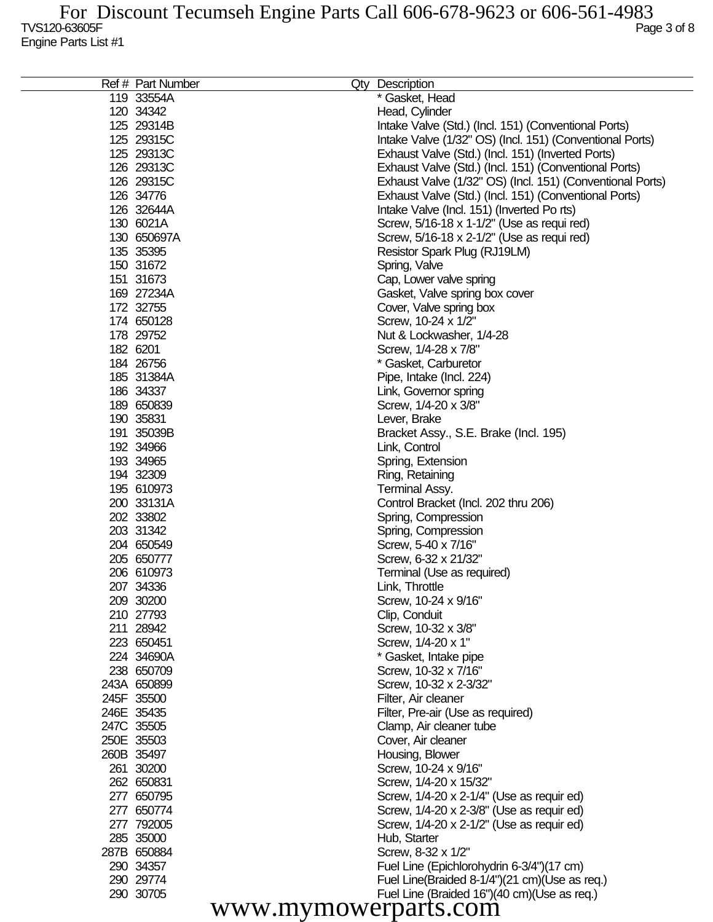| Ref # | Part Number | Qty | Description |
|---|---|---|---|
| 119 | 33554A | | * Gasket, Head |
| 120 | 34342 | | Head, Cylinder |
| 125 | 29314B | | Intake Valve (Std.) (Incl. 151) (Conventional Ports) |
| 125 | 29315C | | Intake Valve (1/32" OS) (Incl. 151) (Conventional Ports) |
| 125 | 29313C | | Exhaust Valve (Std.) (Incl. 151) (Inverted Ports) |
| 126 | 29313C | | Exhaust Valve (Std.) (Incl. 151) (Conventional Ports) |
| 126 | 29315C | | Exhaust Valve (1/32" OS) (Incl. 151) (Conventional Ports) |
| 126 | 34776 | | Exhaust Valve (Std.) (Incl. 151) (Conventional Ports) |
| 126 | 32644A | | Intake Valve (Incl. 151) (Inverted Po rts) |
| 130 | 6021A | | Screw, 5/16-18 x 1-1/2" (Use as requi red) |
| 130 | 650697A | | Screw, 5/16-18 x 2-1/2" (Use as requi red) |
| 135 | 35395 | | Resistor Spark Plug (RJ19LM) |
| 150 | 31672 | | Spring, Valve |
| 151 | 31673 | | Cap, Lower valve spring |
| 169 | 27234A | | Gasket, Valve spring box cover |
| 172 | 32755 | | Cover, Valve spring box |
| 174 | 650128 | | Screw, 10-24 x 1/2" |
| 178 | 29752 | | Nut & Lockwasher, 1/4-28 |
| 182 | 6201 | | Screw, 1/4-28 x 7/8" |
| 184 | 26756 | | * Gasket, Carburetor |
| 185 | 31384A | | Pipe, Intake (Incl. 224) |
| 186 | 34337 | | Link, Governor spring |
| 189 | 650839 | | Screw, 1/4-20 x 3/8" |
| 190 | 35831 | | Lever, Brake |
| 191 | 35039B | | Bracket Assy., S.E. Brake (Incl. 195) |
| 192 | 34966 | | Link, Control |
| 193 | 34965 | | Spring, Extension |
| 194 | 32309 | | Ring, Retaining |
| 195 | 610973 | | Terminal Assy. |
| 200 | 33131A | | Control Bracket (Incl. 202 thru 206) |
| 202 | 33802 | | Spring, Compression |
| 203 | 31342 | | Spring, Compression |
| 204 | 650549 | | Screw, 5-40 x 7/16" |
| 205 | 650777 | | Screw, 6-32 x 21/32" |
| 206 | 610973 | | Terminal (Use as required) |
| 207 | 34336 | | Link, Throttle |
| 209 | 30200 | | Screw, 10-24 x 9/16" |
| 210 | 27793 | | Clip, Conduit |
| 211 | 28942 | | Screw, 10-32 x 3/8" |
| 223 | 650451 | | Screw, 1/4-20 x 1" |
| 224 | 34690A | | * Gasket, Intake pipe |
| 238 | 650709 | | Screw, 10-32 x 7/16" |
| 243A | 650899 | | Screw, 10-32 x 2-3/32" |
| 245F | 35500 | | Filter, Air cleaner |
| 246E | 35435 | | Filter, Pre-air (Use as required) |
| 247C | 35505 | | Clamp, Air cleaner tube |
| 250E | 35503 | | Cover, Air cleaner |
| 260B | 35497 | | Housing, Blower |
| 261 | 30200 | | Screw, 10-24 x 9/16" |
| 262 | 650831 | | Screw, 1/4-20 x 15/32" |
| 277 | 650795 | | Screw, 1/4-20 x 2-1/4" (Use as requir ed) |
| 277 | 650774 | | Screw, 1/4-20 x 2-3/8" (Use as requir ed) |
| 277 | 792005 | | Screw, 1/4-20 x 2-1/2" (Use as requir ed) |
| 285 | 35000 | | Hub, Starter |
| 287B | 650884 | | Screw, 8-32 x 1/2" |
| 290 | 34357 | | Fuel Line (Epichlorohydrin 6-3/4")(17 cm) |
| 290 | 29774 | | Fuel Line(Braided 8-1/4")(21 cm)(Use as req.) |
| 290 | 30705 | | Fuel Line (Braided 16")(40 cm)(Use as req.) |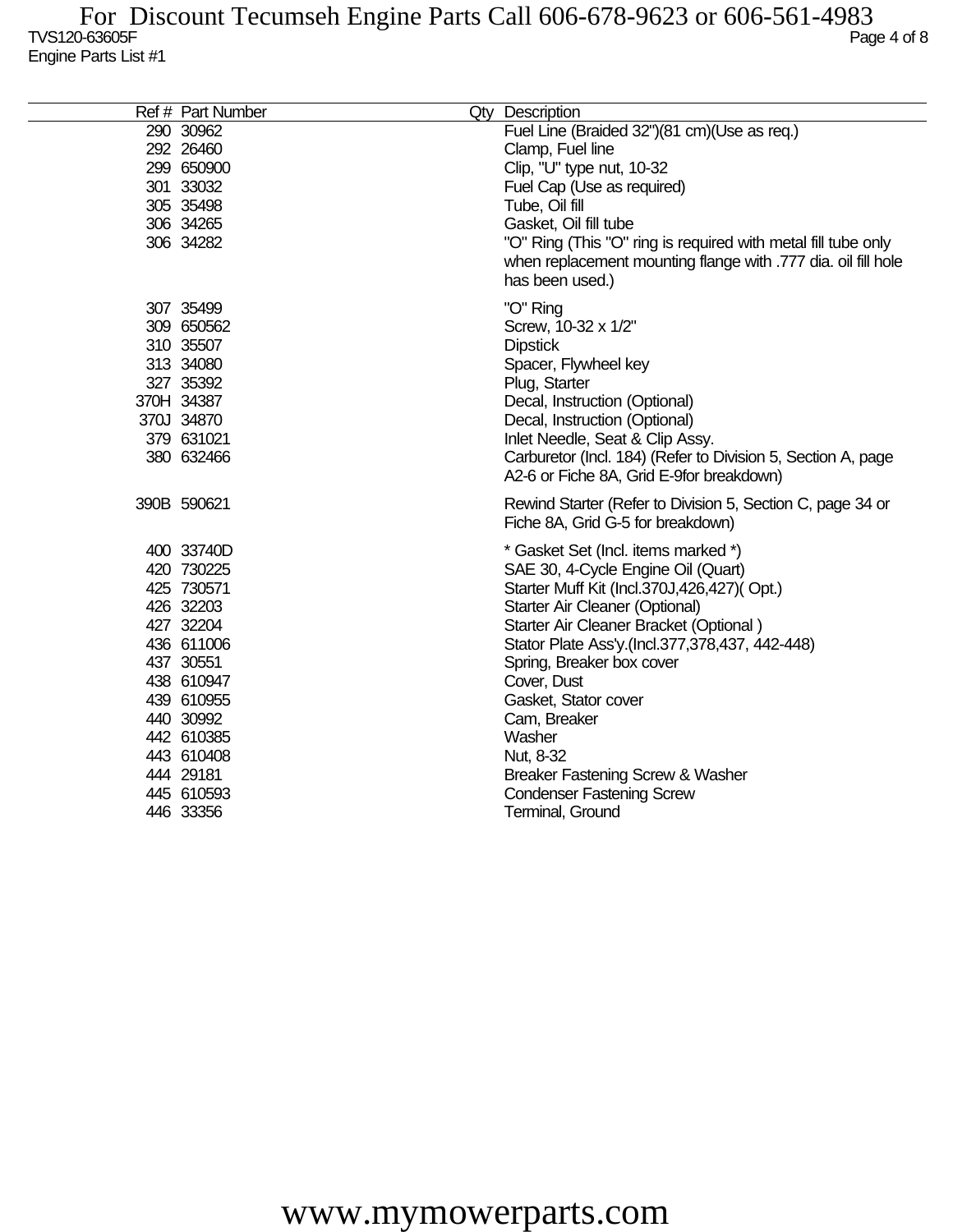| Ref # | Part Number | Qty | Description |
|---|---|---|---|
| 290 | 30962 | | Fuel Line (Braided 32")(81 cm)(Use as req.) |
| 292 | 26460 | | Clamp, Fuel line |
| 299 | 650900 | | Clip, "U" type nut, 10-32 |
| 301 | 33032 | | Fuel Cap (Use as required) |
| 305 | 35498 | | Tube, Oil fill |
| 306 | 34265 | | Gasket, Oil fill tube |
| 306 | 34282 | | "O" Ring (This "O" ring is required with metal fill tube only when replacement mounting flange with .777 dia. oil fill hole has been used.) |
| 307 | 35499 | | "O" Ring |
| 309 | 650562 | | Screw, 10-32 x 1/2" |
| 310 | 35507 | | Dipstick |
| 313 | 34080 | | Spacer, Flywheel key |
| 327 | 35392 | | Plug, Starter |
| 370H | 34387 | | Decal, Instruction (Optional) |
| 370J | 34870 | | Decal, Instruction (Optional) |
| 379 | 631021 | | Inlet Needle, Seat & Clip Assy. |
| 380 | 632466 | | Carburetor (Incl. 184) (Refer to Division 5, Section A, page A2-6 or Fiche 8A, Grid E-9for breakdown) |
| 390B | 590621 | | Rewind Starter (Refer to Division 5, Section C, page 34 or Fiche 8A, Grid G-5 for breakdown) |
| 400 | 33740D | | * Gasket Set (Incl. items marked *) |
| 420 | 730225 | | SAE 30, 4-Cycle Engine Oil (Quart) |
| 425 | 730571 | | Starter Muff Kit (Incl.370J,426,427)( Opt.) |
| 426 | 32203 | | Starter Air Cleaner (Optional) |
| 427 | 32204 | | Starter Air Cleaner Bracket (Optional ) |
| 436 | 611006 | | Stator Plate Ass'y.(Incl.377,378,437, 442-448) |
| 437 | 30551 | | Spring, Breaker box cover |
| 438 | 610947 | | Cover, Dust |
| 439 | 610955 | | Gasket, Stator cover |
| 440 | 30992 | | Cam, Breaker |
| 442 | 610385 | | Washer |
| 443 | 610408 | | Nut, 8-32 |
| 444 | 29181 | | Breaker Fastening Screw & Washer |
| 445 | 610593 | | Condenser Fastening Screw |
| 446 | 33356 | | Terminal, Ground |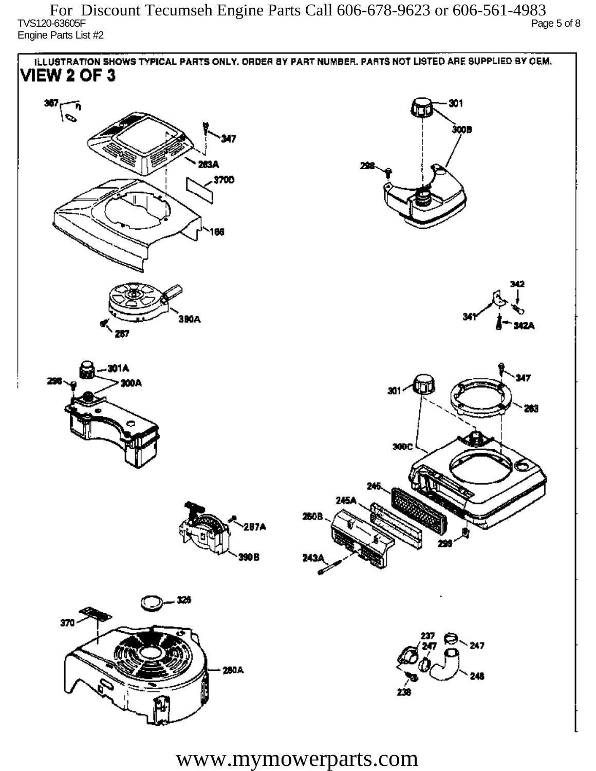ILLUSTRATION SHOWS TYPICAL PARTS ONLY. ORDER BY PART NUMBER. PARTS NOT LISTED ARE SUPPLIED BY OEM.

# VIEW 2 OF 3

367, 347, 283A, 370D, 166, 301, 300B, 298, 390A, 287, 342, 341, 342A, 301A, 298, 300A, 347, 301, 283, 300C, 245, 245A, 250B, 299, 243A, 287A, 390B, 326, 370, 280A, 237, 247, 247, 246, 238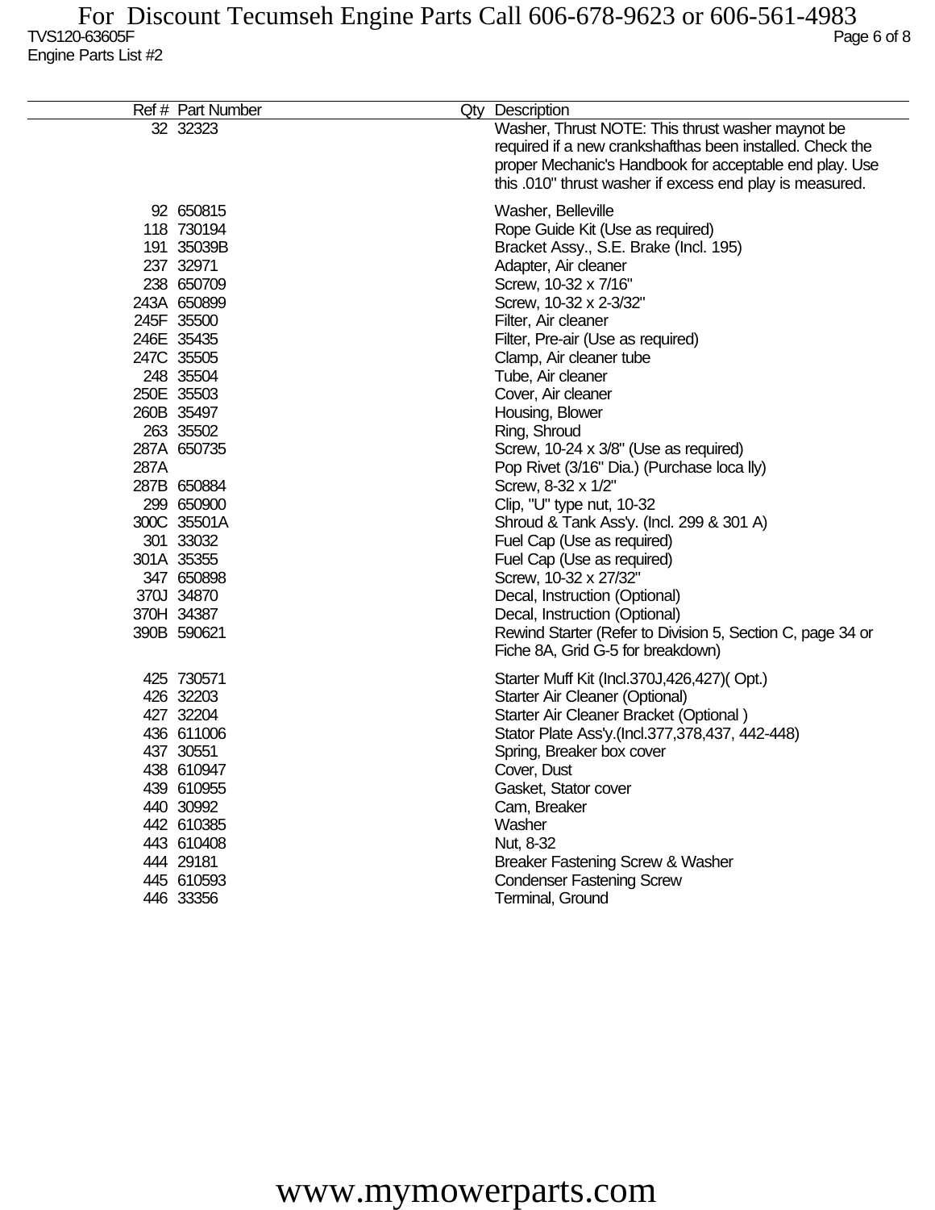| Ref # | Part Number | Qty | Description |
|---|---|---|---|
| 32 | 32323 | | Washer, Thrust NOTE: This thrust washer maynot be required if a new crankshafthas been installed. Check the proper Mechanic's Handbook for acceptable end play. Use this .010" thrust washer if excess end play is measured. |
| 92 | 650815 | | Washer, Belleville |
| 118 | 730194 | | Rope Guide Kit (Use as required) |
| 191 | 35039B | | Bracket Assy., S.E. Brake (Incl. 195) |
| 237 | 32971 | | Adapter, Air cleaner |
| 238 | 650709 | | Screw, 10-32 x 7/16" |
| 243A | 650899 | | Screw, 10-32 x 2-3/32" |
| 245F | 35500 | | Filter, Air cleaner |
| 246E | 35435 | | Filter, Pre-air (Use as required) |
| 247C | 35505 | | Clamp, Air cleaner tube |
| 248 | 35504 | | Tube, Air cleaner |
| 250E | 35503 | | Cover, Air cleaner |
| 260B | 35497 | | Housing, Blower |
| 263 | 35502 | | Ring, Shroud |
| 287A | 650735 | | Screw, 10-24 x 3/8" (Use as required) |
| 287A | | | Pop Rivet (3/16" Dia.) (Purchase loca lly) |
| 287B | 650884 | | Screw, 8-32 x 1/2" |
| 299 | 650900 | | Clip, "U" type nut, 10-32 |
| 300C | 35501A | | Shroud & Tank Ass'y. (Incl. 299 & 301 A) |
| 301 | 33032 | | Fuel Cap (Use as required) |
| 301A | 35355 | | Fuel Cap (Use as required) |
| 347 | 650898 | | Screw, 10-32 x 27/32" |
| 370J | 34870 | | Decal, Instruction (Optional) |
| 370H | 34387 | | Decal, Instruction (Optional) |
| 390B | 590621 | | Rewind Starter (Refer to Division 5, Section C, page 34 or Fiche 8A, Grid G-5 for breakdown) |
| 425 | 730571 | | Starter Muff Kit (Incl.370J,426,427)( Opt.) |
| 426 | 32203 | | Starter Air Cleaner (Optional) |
| 427 | 32204 | | Starter Air Cleaner Bracket (Optional ) |
| 436 | 611006 | | Stator Plate Ass'y.(Incl.377,378,437, 442-448) |
| 437 | 30551 | | Spring, Breaker box cover |
| 438 | 610947 | | Cover, Dust |
| 439 | 610955 | | Gasket, Stator cover |
| 440 | 30992 | | Cam, Breaker |
| 442 | 610385 | | Washer |
| 443 | 610408 | | Nut, 8-32 |
| 444 | 29181 | | Breaker Fastening Screw & Washer |
| 445 | 610593 | | Condenser Fastening Screw |
| 446 | 33356 | | Terminal, Ground |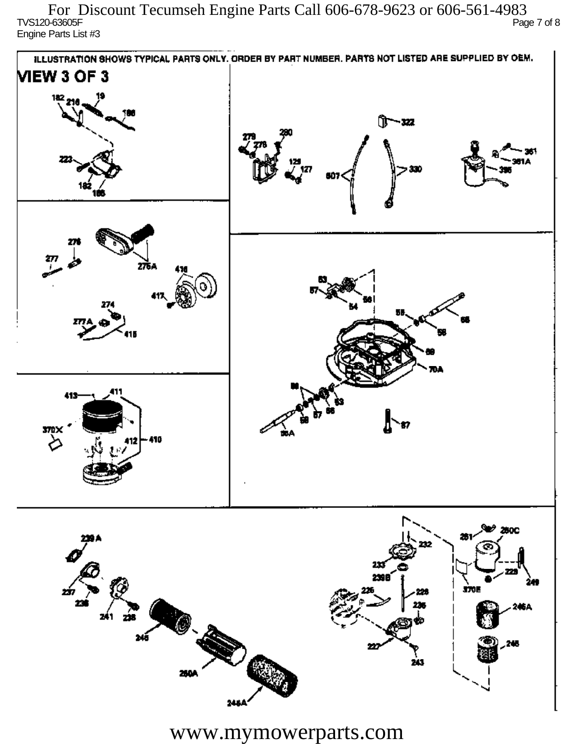For Discount Tecumseh Engine Parts Call 606-678-9623 or 606-561-4983

TVS120-63605F

Engine Parts List #3

ILLUSTRATION SHOWS TYPICAL PARTS ONLY. ORDER BY PART NUMBER. PARTS NOT LISTED ARE SUPPLIED BY OEM.

VIEW 3 OF 3

182 216 19 186 223 182 185

279 280 276 129 127 607 322 330 361 361A 395

276 277 275A 416 417 274 277A 415

63 57 54 56 55 58 55 69 70A 56 57 58 63 56 55A 87

413 411 370X 412 410

239A 237 238 241 235 245 250A 246A

232 233 239B 226 228 235 227 243 261 250C 370E 229 249 246A 245

www.mymowerparts.com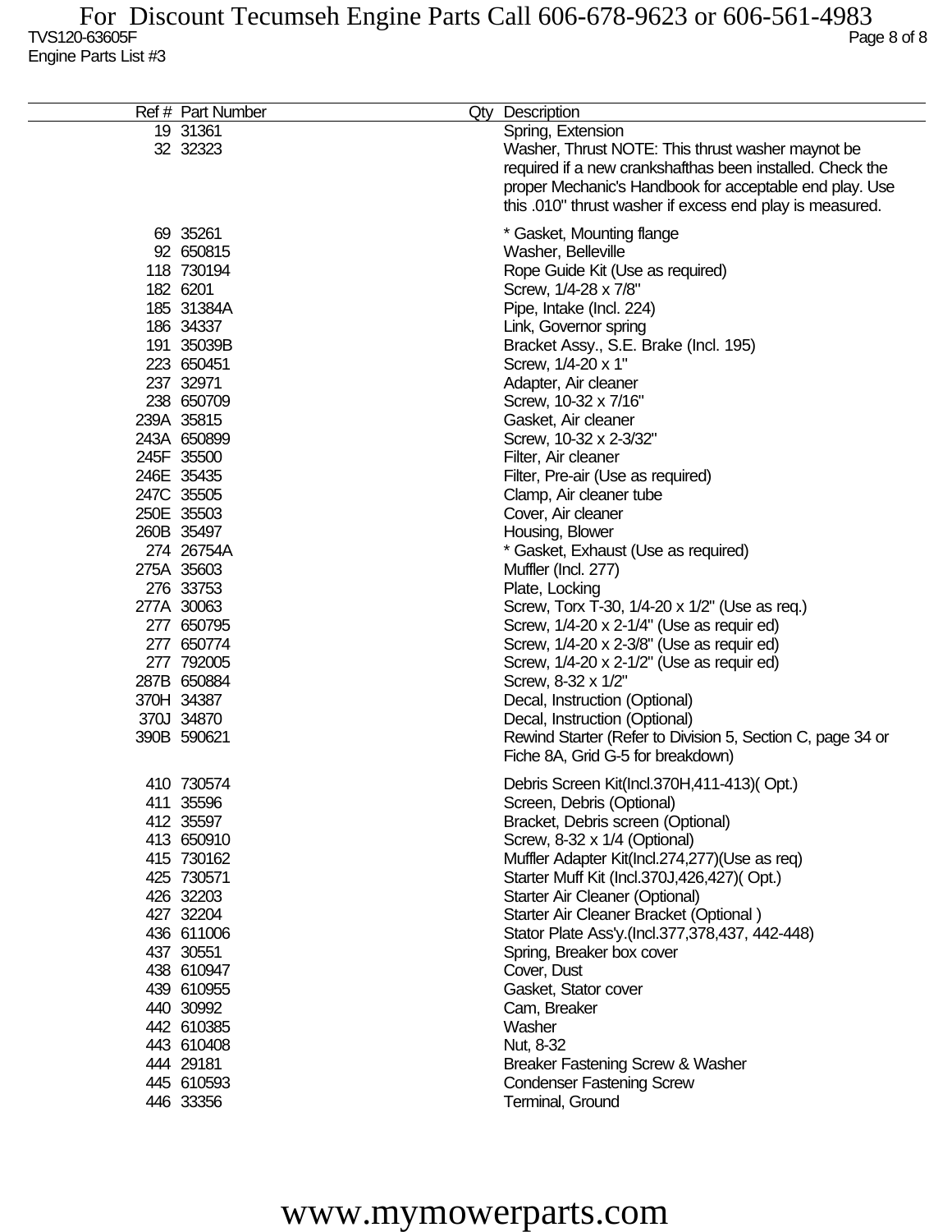| Ref # | Part Number | Qty | Description |
|---|---|---|---|
| 19 | 31361 | | Spring, Extension |
| 32 | 32323 | | Washer, Thrust NOTE: This thrust washer maynot be required if a new crankshafthas been installed. Check the proper Mechanic's Handbook for acceptable end play. Use this .010" thrust washer if excess end play is measured. |
| 69 | 35261 | | * Gasket, Mounting flange |
| 92 | 650815 | | Washer, Belleville |
| 118 | 730194 | | Rope Guide Kit (Use as required) |
| 182 | 6201 | | Screw, 1/4-28 x 7/8" |
| 185 | 31384A | | Pipe, Intake (Incl. 224) |
| 186 | 34337 | | Link, Governor spring |
| 191 | 35039B | | Bracket Assy., S.E. Brake (Incl. 195) |
| 223 | 650451 | | Screw, 1/4-20 x 1" |
| 237 | 32971 | | Adapter, Air cleaner |
| 238 | 650709 | | Screw, 10-32 x 7/16" |
| 239A | 35815 | | Gasket, Air cleaner |
| 243A | 650899 | | Screw, 10-32 x 2-3/32" |
| 245F | 35500 | | Filter, Air cleaner |
| 246E | 35435 | | Filter, Pre-air (Use as required) |
| 247C | 35505 | | Clamp, Air cleaner tube |
| 250E | 35503 | | Cover, Air cleaner |
| 260B | 35497 | | Housing, Blower |
| 274 | 26754A | | * Gasket, Exhaust (Use as required) |
| 275A | 35603 | | Muffler (Incl. 277) |
| 276 | 33753 | | Plate, Locking |
| 277A | 30063 | | Screw, Torx T-30, 1/4-20 x 1/2" (Use as req.) |
| 277 | 650795 | | Screw, 1/4-20 x 2-1/4" (Use as requir ed) |
| 277 | 650774 | | Screw, 1/4-20 x 2-3/8" (Use as requir ed) |
| 277 | 792005 | | Screw, 1/4-20 x 2-1/2" (Use as requir ed) |
| 287B | 650884 | | Screw, 8-32 x 1/2" |
| 370H | 34387 | | Decal, Instruction (Optional) |
| 370J | 34870 | | Decal, Instruction (Optional) |
| 390B | 590621 | | Rewind Starter (Refer to Division 5, Section C, page 34 or Fiche 8A, Grid G-5 for breakdown) |
| 410 | 730574 | | Debris Screen Kit(Incl.370H,411-413)( Opt.) |
| 411 | 35596 | | Screen, Debris (Optional) |
| 412 | 35597 | | Bracket, Debris screen (Optional) |
| 413 | 650910 | | Screw, 8-32 x 1/4 (Optional) |
| 415 | 730162 | | Muffler Adapter Kit(Incl.274,277)(Use as req) |
| 425 | 730571 | | Starter Muff Kit (Incl.370J,426,427)( Opt.) |
| 426 | 32203 | | Starter Air Cleaner (Optional) |
| 427 | 32204 | | Starter Air Cleaner Bracket (Optional ) |
| 436 | 611006 | | Stator Plate Ass'y.(Incl.377,378,437, 442-448) |
| 437 | 30551 | | Spring, Breaker box cover |
| 438 | 610947 | | Cover, Dust |
| 439 | 610955 | | Gasket, Stator cover |
| 440 | 30992 | | Cam, Breaker |
| 442 | 610385 | | Washer |
| 443 | 610408 | | Nut, 8-32 |
| 444 | 29181 | | Breaker Fastening Screw & Washer |
| 445 | 610593 | | Condenser Fastening Screw |
| 446 | 33356 | | Terminal, Ground |